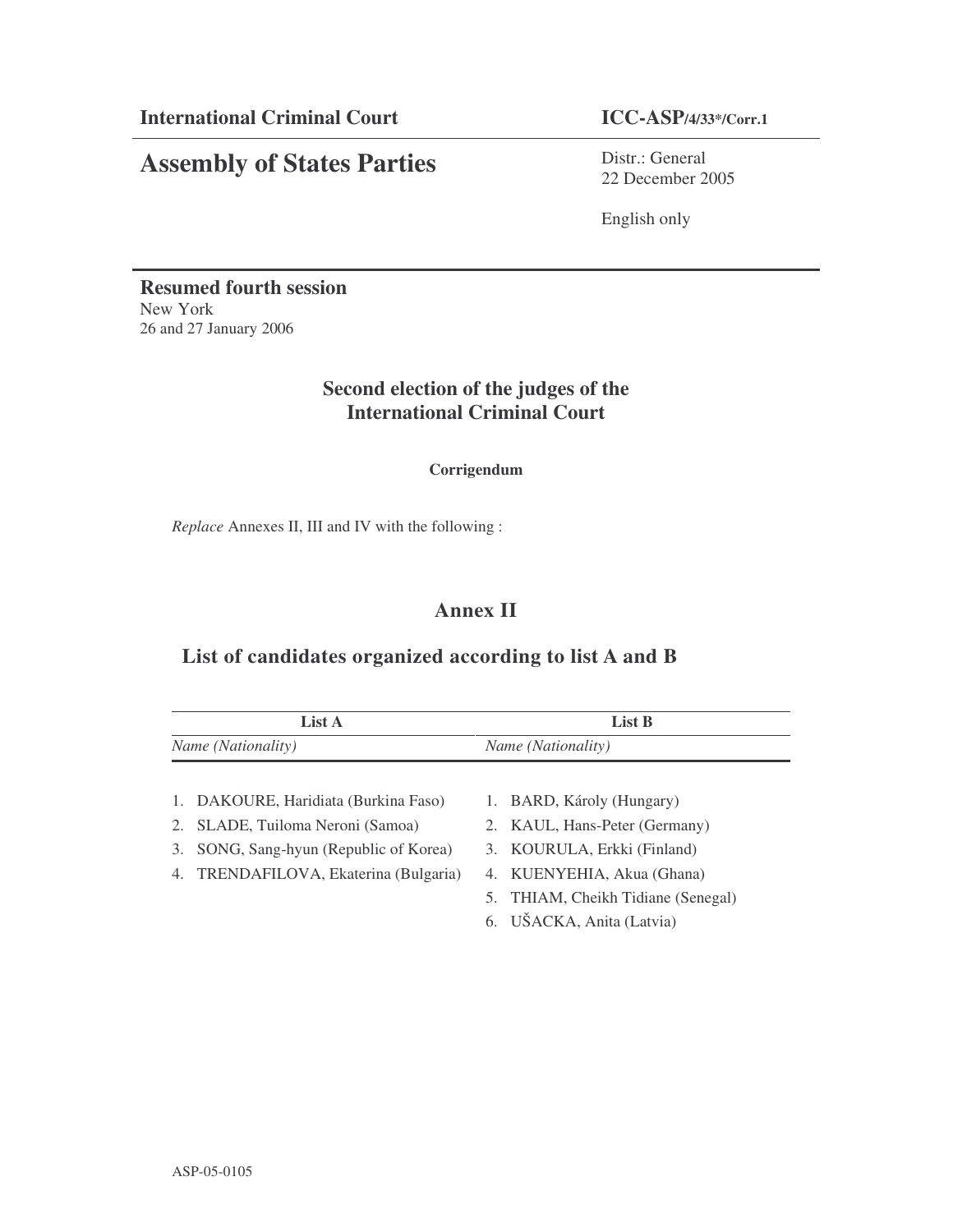**International Criminal Court** **ICC-ASP/4/33*/Corr.1**

# Assembly of States Parties

Distr.: General
22 December 2005

English only

**Resumed fourth session**
New York
26 and 27 January 2006

## Second election of the judges of the International Criminal Court

**Corrigendum**

*Replace* Annexes II, III and IV with the following :

## Annex II

### List of candidates organized according to list A and B

| List A | List B |
|---|---|
| *Name (Nationality)* | *Name (Nationality)* |
| 1. DAKOURE, Haridiata (Burkina Faso) | 1. BARD, Károly (Hungary) |
| 2. SLADE, Tuiloma Neroni (Samoa) | 2. KAUL, Hans-Peter (Germany) |
| 3. SONG, Sang-hyun (Republic of Korea) | 3. KOURULA, Erkki (Finland) |
| 4. TRENDAFILOVA, Ekaterina (Bulgaria) | 4. KUENYEHIA, Akua (Ghana) |
| | 5. THIAM, Cheikh Tidiane (Senegal) |
| | 6. UŠACKA, Anita (Latvia) |

ASP-05-0105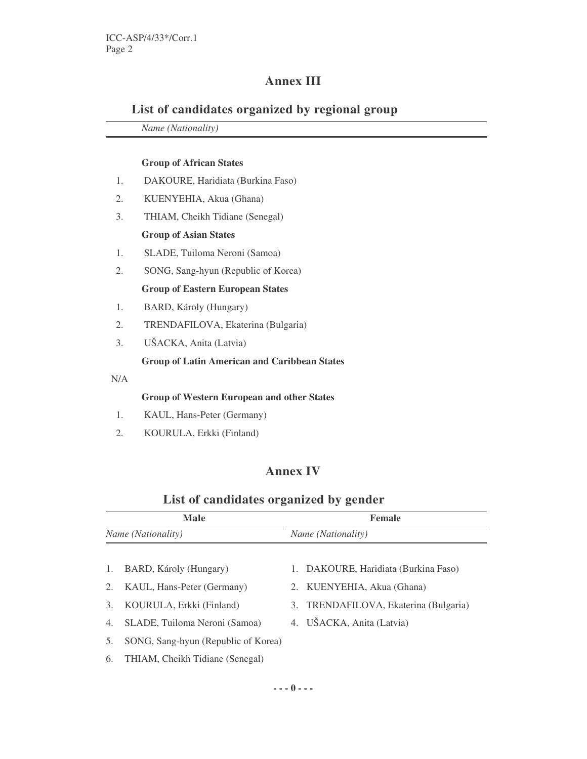# Annex III

## List of candidates organized by regional group

*Name (Nationality)*

**Group of African States**

1. DAKOURE, Haridiata (Burkina Faso)
2. KUENYEHIA, Akua (Ghana)
3. THIAM, Cheikh Tidiane (Senegal)

**Group of Asian States**

1. SLADE, Tuiloma Neroni (Samoa)
2. SONG, Sang-hyun (Republic of Korea)

**Group of Eastern European States**

1. BARD, Károly (Hungary)
2. TRENDAFILOVA, Ekaterina (Bulgaria)
3. UŠACKA, Anita (Latvia)

**Group of Latin American and Caribbean States**

N/A

**Group of Western European and other States**

1. KAUL, Hans-Peter (Germany)
2. KOURULA, Erkki (Finland)

# Annex IV

## List of candidates organized by gender

| Male | Female |
|---|---|
| *Name (Nationality)* | *Name (Nationality)* |
| 1. BARD, Károly (Hungary) | 1. DAKOURE, Haridiata (Burkina Faso) |
| 2. KAUL, Hans-Peter (Germany) | 2. KUENYEHIA, Akua (Ghana) |
| 3. KOURULA, Erkki (Finland) | 3. TRENDAFILOVA, Ekaterina (Bulgaria) |
| 4. SLADE, Tuiloma Neroni (Samoa) | 4. UŠACKA, Anita (Latvia) |
| 5. SONG, Sang-hyun (Republic of Korea) | |
| 6. THIAM, Cheikh Tidiane (Senegal) | |

--- 0 ---